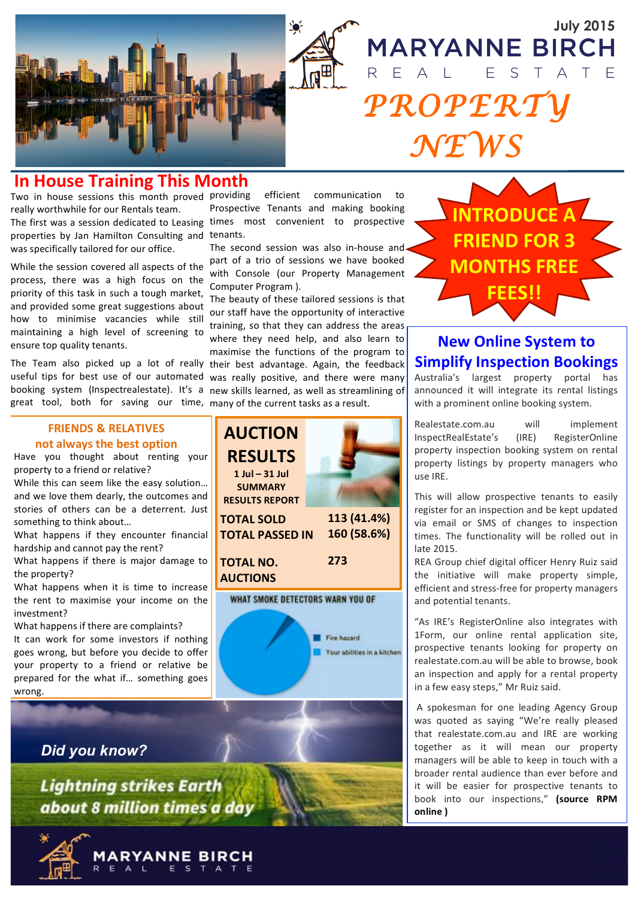July 2015

# MARYANNE BIRCH REAL ESTATE

# PROPERTY NEWS

## In House Training This Month

Two in house sessions this month proved really worthwhile for our Rentals team.

The first was a session dedicated to Leasing properties by Jan Hamilton Consulting and was specifically tailored for our office.

While the session covered all aspects of the process, there was a high focus on the priority of this task in such a tough market, and provided some great suggestions about how to minimise vacancies while still maintaining a high level of screening to ensure top quality tenants.

The Team also picked up a lot of really useful tips for best use of our automated booking system (Inspectrealestate). It's a great tool, both for saving our time, providing efficient communication to Prospective Tenants and making booking times most convenient to prospective tenants.

The second session was also in-house and part of a trio of sessions we have booked with Console (our Property Management Computer Program ).

The beauty of these tailored sessions is that our staff have the opportunity of interactive training, so that they can address the areas where they need help, and also learn to maximise the functions of the program to their best advantage. Again, the feedback was really positive, and there were many new skills learned, as well as streamlining of many of the current tasks as a result.

**INTRODUCE A FRIEND FOR 3 MONTHS FREE FEES!!**

### FRIENDS & RELATIVES not always the best option

Have you thought about renting your property to a friend or relative?

While this can seem like the easy solution… and we love them dearly, the outcomes and stories of others can be a deterrent. Just something to think about…

What happens if they encounter financial hardship and cannot pay the rent?

What happens if there is major damage to the property?

What happens when it is time to increase the rent to maximise your income on the investment?

What happens if there are complaints?

It can work for some investors if nothing goes wrong, but before you decide to offer your property to a friend or relative be prepared for the what if… something goes wrong.

### AUCTION RESULTS

1 Jul – 31 Jul SUMMARY RESULTS REPORT

| | |
|---|---|
| TOTAL SOLD | 113 (41.4%) |
| TOTAL PASSED IN | 160 (58.6%) |
| TOTAL NO. AUCTIONS | 273 |

WHAT SMOKE DETECTORS WARN YOU OF

- Fire hazard
- Your abilities in a kitchen

*Did you know?*

*Lightning strikes Earth about 8 million times a day*

## New Online System to Simplify Inspection Bookings

Australia's largest property portal has announced it will integrate its rental listings with a prominent online booking system.

Realestate.com.au will implement InspectRealEstate's (IRE) RegisterOnline property inspection booking system on rental property listings by property managers who use IRE.

This will allow prospective tenants to easily register for an inspection and be kept updated via email or SMS of changes to inspection times. The functionality will be rolled out in late 2015.

REA Group chief digital officer Henry Ruiz said the initiative will make property simple, efficient and stress-free for property managers and potential tenants.

"As IRE's RegisterOnline also integrates with 1Form, our online rental application site, prospective tenants looking for property on realestate.com.au will be able to browse, book an inspection and apply for a rental property in a few easy steps," Mr Ruiz said.

A spokesman for one leading Agency Group was quoted as saying "We're really pleased that realestate.com.au and IRE are working together as it will mean our property managers will be able to keep in touch with a broader rental audience than ever before and it will be easier for prospective tenants to book into our inspections," **(source RPM online )**

MARYANNE BIRCH REAL ESTATE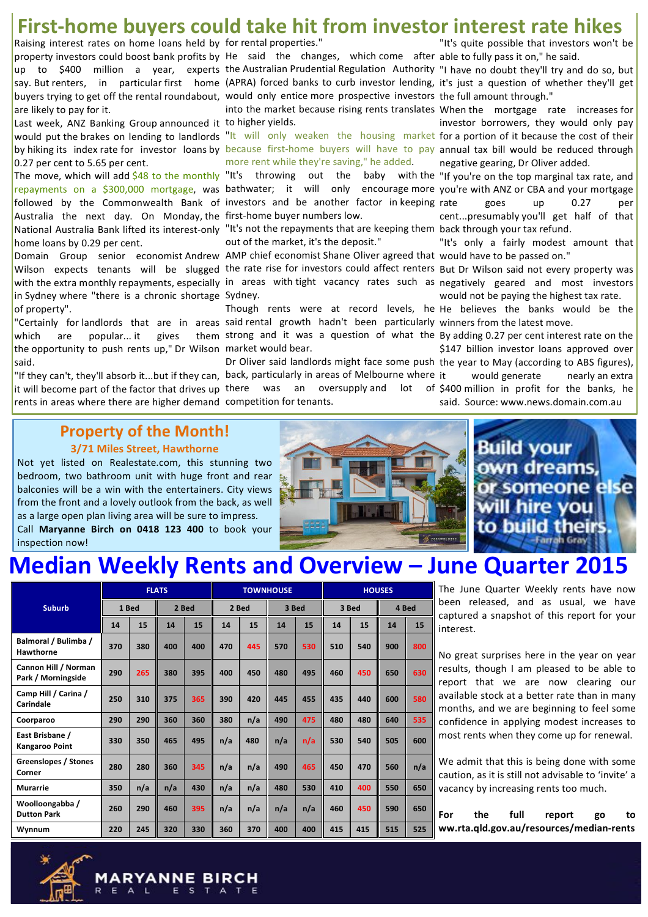# First-home buyers could take hit from investor interest rate hikes

Raising interest rates on home loans held by property investors could boost bank profits by up to $400 million a year, experts say. But renters, in particular first home buyers trying to get off the rental roundabout, are likely to pay for it.

Last week, ANZ Banking Group announced it would put the brakes on lending to landlords by hiking its index rate for investor loans by 0.27 per cent to 5.65 per cent.

The move, which will add $48 to the monthly repayments on a $300,000 mortgage, was followed by the Commonwealth Bank of Australia the next day. On Monday, the National Australia Bank lifted its interest-only home loans by 0.29 per cent.

Domain Group senior economist Andrew Wilson expects tenants will be slugged with the extra monthly repayments, especially in Sydney where "there is a chronic shortage of property".

"Certainly for landlords that are in areas which are popular... it gives them the opportunity to push rents up," Dr Wilson said.

"If they can't, they'll absorb it...but if they can, it will become part of the factor that drives up rents in areas where there are higher demand for rental properties."

He said the changes, which come after the Australian Prudential Regulation Authority (APRA) forced banks to curb investor lending, would only entice more prospective investors into the market because rising rents translates to higher yields.

"It will only weaken the housing market because first-home buyers will have to pay more rent while they're saving," he added.

"It's throwing out the baby with the bathwater; it will only encourage more investors and be another factor in keeping first-home buyer numbers low.

"It's not the repayments that are keeping them out of the market, it's the deposit."

AMP chief economist Shane Oliver agreed that the rate rise for investors could affect renters in areas with tight vacancy rates such as Sydney.

Though rents were at record levels, he said rental growth hadn't been particularly strong and it was a question of what the market would bear.

Dr Oliver said landlords might face some push back, particularly in areas of Melbourne where there was an oversupply and lot of competition for tenants.

"It's quite possible that investors won't be able to fully pass it on," he said.

"I have no doubt they'll try and do so, but it's just a question of whether they'll get the full amount through."

When the mortgage rate increases for investor borrowers, they would only pay for a portion of it because the cost of their annual tax bill would be reduced through negative gearing, Dr Oliver added.

"If you're on the top marginal tax rate, and you're with ANZ or CBA and your mortgage rate goes up 0.27 per cent...presumably you'll get half of that back through your tax refund.

"It's only a fairly modest amount that would have to be passed on."

But Dr Wilson said not every property was negatively geared and most investors would not be paying the highest tax rate.

He believes the banks would be the winners from the latest move.

By adding 0.27 per cent interest rate on the $147 billion investor loans approved over the year to May (according to ABS figures), it would generate nearly an extra $400 million in profit for the banks, he said. Source: www.news.domain.com.au

## Property of the Month!

### 3/71 Miles Street, Hawthorne

Not yet listed on Realestate.com, this stunning two bedroom, two bathroom unit with huge front and rear balconies will be a win with the entertainers. City views from the front and a lovely outlook from the back, as well as a large open plan living area will be sure to impress.

Call **Maryanne Birch on 0418 123 400** to book your inspection now!

Build your own dreams, or someone else will hire you to build theirs. – Farrah Gray

# Median Weekly Rents and Overview – June Quarter 2015

| Suburb | FLATS | | | | TOWNHOUSE | | | | HOUSES | | | |
|---|---|---|---|---|---|---|---|---|---|---|---|---|
| | 1 Bed | | 2 Bed | | 2 Bed | | 3 Bed | | 3 Bed | | 4 Bed | |
| | 14 | 15 | 14 | 15 | 14 | 15 | 14 | 15 | 14 | 15 | 14 | 15 |
| Balmoral / Bulimba / Hawthorne | 370 | 380 | 400 | 400 | 470 | 445 | 570 | 530 | 510 | 540 | 900 | 800 |
| Cannon Hill / Norman Park / Morningside | 290 | 265 | 380 | 395 | 400 | 450 | 480 | 495 | 460 | 450 | 650 | 630 |
| Camp Hill / Carina / Carindale | 250 | 310 | 375 | 365 | 390 | 420 | 445 | 455 | 435 | 440 | 600 | 580 |
| Coorparoo | 290 | 290 | 360 | 360 | 380 | n/a | 490 | 475 | 480 | 480 | 640 | 535 |
| East Brisbane / Kangaroo Point | 330 | 350 | 465 | 495 | n/a | 480 | n/a | n/a | 530 | 540 | 505 | 600 |
| Greenslopes / Stones Corner | 280 | 280 | 360 | 345 | n/a | n/a | 490 | 465 | 450 | 470 | 560 | n/a |
| Murarrie | 350 | n/a | n/a | 430 | n/a | n/a | 480 | 530 | 410 | 400 | 550 | 650 |
| Woolloongabba / Dutton Park | 260 | 290 | 460 | 395 | n/a | n/a | n/a | n/a | 460 | 450 | 590 | 650 |
| Wynnum | 220 | 245 | 320 | 330 | 360 | 370 | 400 | 400 | 415 | 415 | 515 | 525 |

The June Quarter Weekly rents have now been released, and as usual, we have captured a snapshot of this report for your interest.

No great surprises here in the year on year results, though I am pleased to be able to report that we are now clearing our available stock at a better rate than in many months, and we are beginning to feel some confidence in applying modest increases to most rents when they come up for renewal.

We admit that this is being done with some caution, as it is still not advisable to 'invite' a vacancy by increasing rents too much.

**For the full report go to ww.rta.qld.gov.au/resources/median-rents**

MARYANNE BIRCH REAL ESTATE